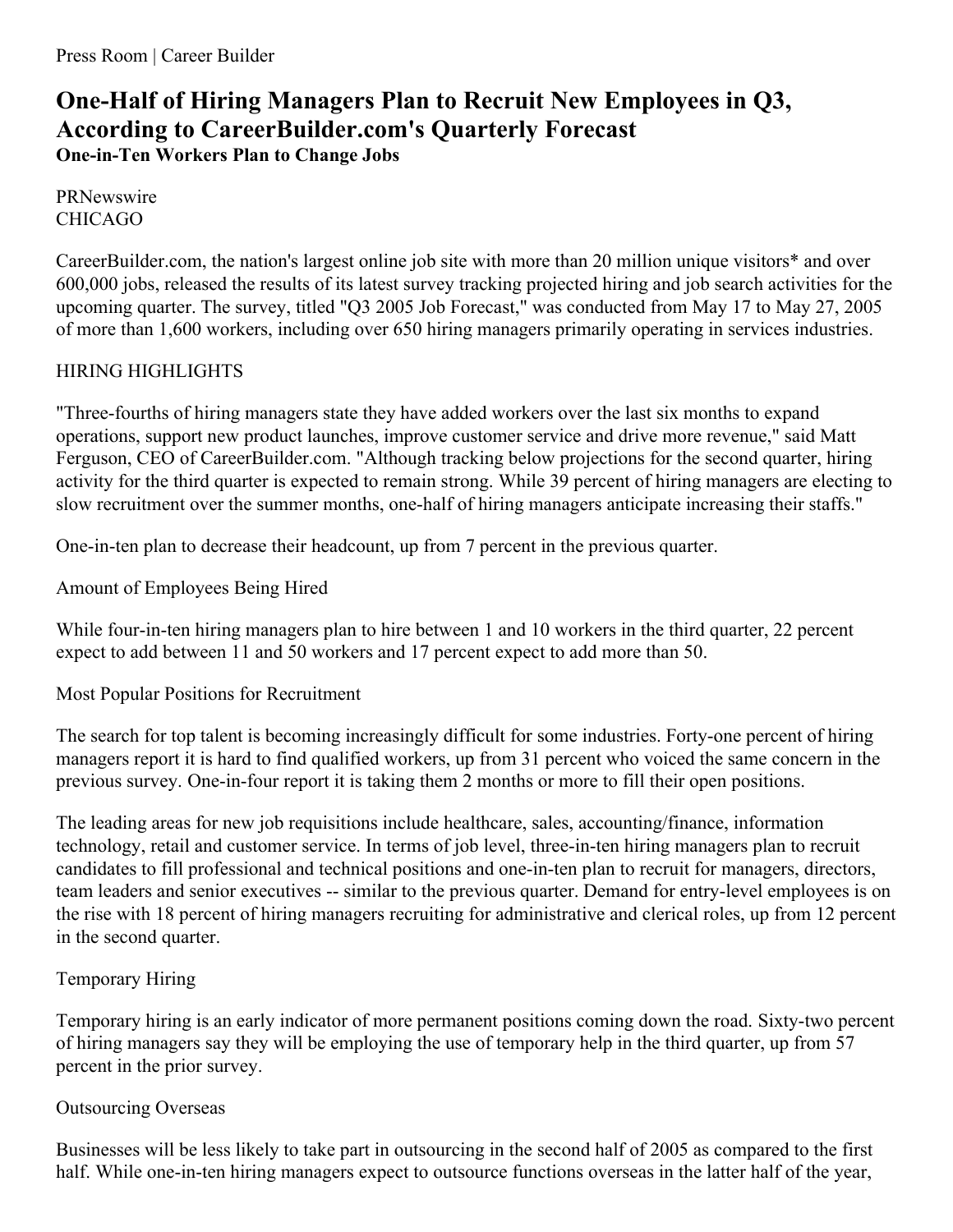Press Room | Career Builder

# One-Half of Hiring Managers Plan to Recruit New Employees in Q3, According to CareerBuilder.com's Quarterly Forecast

**One-in-Ten Workers Plan to Change Jobs**

PRNewswire
CHICAGO

CareerBuilder.com, the nation's largest online job site with more than 20 million unique visitors* and over 600,000 jobs, released the results of its latest survey tracking projected hiring and job search activities for the upcoming quarter. The survey, titled "Q3 2005 Job Forecast," was conducted from May 17 to May 27, 2005 of more than 1,600 workers, including over 650 hiring managers primarily operating in services industries.

## HIRING HIGHLIGHTS

"Three-fourths of hiring managers state they have added workers over the last six months to expand operations, support new product launches, improve customer service and drive more revenue," said Matt Ferguson, CEO of CareerBuilder.com. "Although tracking below projections for the second quarter, hiring activity for the third quarter is expected to remain strong. While 39 percent of hiring managers are electing to slow recruitment over the summer months, one-half of hiring managers anticipate increasing their staffs."

One-in-ten plan to decrease their headcount, up from 7 percent in the previous quarter.

### Amount of Employees Being Hired

While four-in-ten hiring managers plan to hire between 1 and 10 workers in the third quarter, 22 percent expect to add between 11 and 50 workers and 17 percent expect to add more than 50.

### Most Popular Positions for Recruitment

The search for top talent is becoming increasingly difficult for some industries. Forty-one percent of hiring managers report it is hard to find qualified workers, up from 31 percent who voiced the same concern in the previous survey. One-in-four report it is taking them 2 months or more to fill their open positions.

The leading areas for new job requisitions include healthcare, sales, accounting/finance, information technology, retail and customer service. In terms of job level, three-in-ten hiring managers plan to recruit candidates to fill professional and technical positions and one-in-ten plan to recruit for managers, directors, team leaders and senior executives -- similar to the previous quarter. Demand for entry-level employees is on the rise with 18 percent of hiring managers recruiting for administrative and clerical roles, up from 12 percent in the second quarter.

### Temporary Hiring

Temporary hiring is an early indicator of more permanent positions coming down the road. Sixty-two percent of hiring managers say they will be employing the use of temporary help in the third quarter, up from 57 percent in the prior survey.

### Outsourcing Overseas

Businesses will be less likely to take part in outsourcing in the second half of 2005 as compared to the first half. While one-in-ten hiring managers expect to outsource functions overseas in the latter half of the year,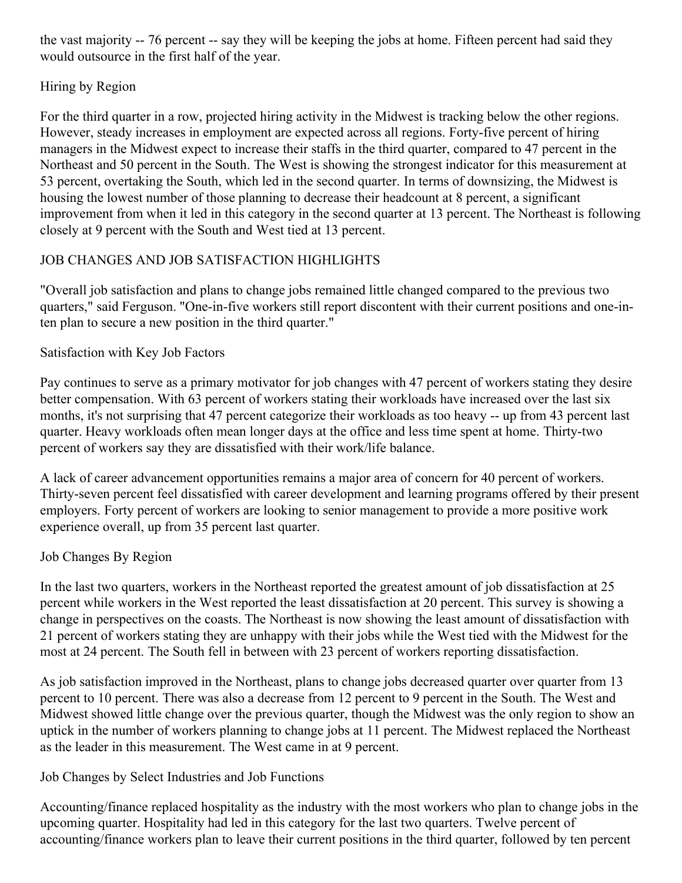the vast majority -- 76 percent -- say they will be keeping the jobs at home. Fifteen percent had said they would outsource in the first half of the year.

### Hiring by Region

For the third quarter in a row, projected hiring activity in the Midwest is tracking below the other regions. However, steady increases in employment are expected across all regions. Forty-five percent of hiring managers in the Midwest expect to increase their staffs in the third quarter, compared to 47 percent in the Northeast and 50 percent in the South. The West is showing the strongest indicator for this measurement at 53 percent, overtaking the South, which led in the second quarter. In terms of downsizing, the Midwest is housing the lowest number of those planning to decrease their headcount at 8 percent, a significant improvement from when it led in this category in the second quarter at 13 percent. The Northeast is following closely at 9 percent with the South and West tied at 13 percent.

## JOB CHANGES AND JOB SATISFACTION HIGHLIGHTS

"Overall job satisfaction and plans to change jobs remained little changed compared to the previous two quarters," said Ferguson. "One-in-five workers still report discontent with their current positions and one-in-ten plan to secure a new position in the third quarter."

### Satisfaction with Key Job Factors

Pay continues to serve as a primary motivator for job changes with 47 percent of workers stating they desire better compensation. With 63 percent of workers stating their workloads have increased over the last six months, it's not surprising that 47 percent categorize their workloads as too heavy -- up from 43 percent last quarter. Heavy workloads often mean longer days at the office and less time spent at home. Thirty-two percent of workers say they are dissatisfied with their work/life balance.

A lack of career advancement opportunities remains a major area of concern for 40 percent of workers. Thirty-seven percent feel dissatisfied with career development and learning programs offered by their present employers. Forty percent of workers are looking to senior management to provide a more positive work experience overall, up from 35 percent last quarter.

### Job Changes By Region

In the last two quarters, workers in the Northeast reported the greatest amount of job dissatisfaction at 25 percent while workers in the West reported the least dissatisfaction at 20 percent. This survey is showing a change in perspectives on the coasts. The Northeast is now showing the least amount of dissatisfaction with 21 percent of workers stating they are unhappy with their jobs while the West tied with the Midwest for the most at 24 percent. The South fell in between with 23 percent of workers reporting dissatisfaction.

As job satisfaction improved in the Northeast, plans to change jobs decreased quarter over quarter from 13 percent to 10 percent. There was also a decrease from 12 percent to 9 percent in the South. The West and Midwest showed little change over the previous quarter, though the Midwest was the only region to show an uptick in the number of workers planning to change jobs at 11 percent. The Midwest replaced the Northeast as the leader in this measurement. The West came in at 9 percent.

### Job Changes by Select Industries and Job Functions

Accounting/finance replaced hospitality as the industry with the most workers who plan to change jobs in the upcoming quarter. Hospitality had led in this category for the last two quarters. Twelve percent of accounting/finance workers plan to leave their current positions in the third quarter, followed by ten percent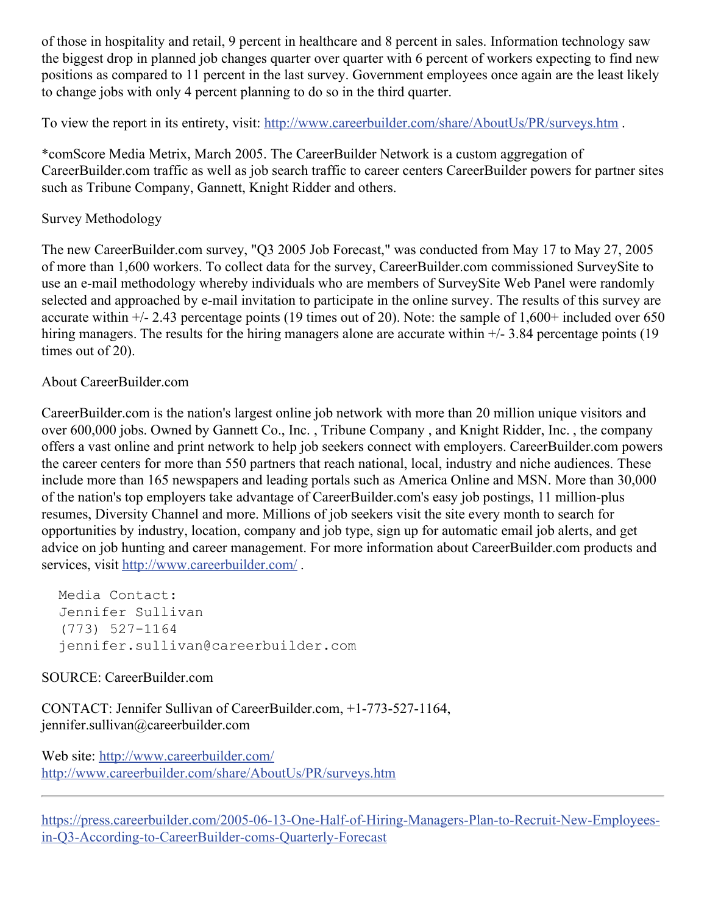of those in hospitality and retail, 9 percent in healthcare and 8 percent in sales. Information technology saw the biggest drop in planned job changes quarter over quarter with 6 percent of workers expecting to find new positions as compared to 11 percent in the last survey. Government employees once again are the least likely to change jobs with only 4 percent planning to do so in the third quarter.

To view the report in its entirety, visit: [http://www.careerbuilder.com/share/AboutUs/PR/surveys.htm](http://www.careerbuilder.com/share/AboutUs/PR/surveys.htm) .

*comScore Media Metrix, March 2005. The CareerBuilder Network is a custom aggregation of CareerBuilder.com traffic as well as job search traffic to career centers CareerBuilder powers for partner sites such as Tribune Company, Gannett, Knight Ridder and others.

Survey Methodology

The new CareerBuilder.com survey, "Q3 2005 Job Forecast," was conducted from May 17 to May 27, 2005 of more than 1,600 workers. To collect data for the survey, CareerBuilder.com commissioned SurveySite to use an e-mail methodology whereby individuals who are members of SurveySite Web Panel were randomly selected and approached by e-mail invitation to participate in the online survey. The results of this survey are accurate within +/- 2.43 percentage points (19 times out of 20). Note: the sample of 1,600+ included over 650 hiring managers. The results for the hiring managers alone are accurate within +/- 3.84 percentage points (19 times out of 20).

About CareerBuilder.com

CareerBuilder.com is the nation's largest online job network with more than 20 million unique visitors and over 600,000 jobs. Owned by Gannett Co., Inc. , Tribune Company , and Knight Ridder, Inc. , the company offers a vast online and print network to help job seekers connect with employers. CareerBuilder.com powers the career centers for more than 550 partners that reach national, local, industry and niche audiences. These include more than 165 newspapers and leading portals such as America Online and MSN. More than 30,000 of the nation's top employers take advantage of CareerBuilder.com's easy job postings, 11 million-plus resumes, Diversity Channel and more. Millions of job seekers visit the site every month to search for opportunities by industry, location, company and job type, sign up for automatic email job alerts, and get advice on job hunting and career management. For more information about CareerBuilder.com products and services, visit [http://www.careerbuilder.com/](http://www.careerbuilder.com/) .

```
Media Contact:
Jennifer Sullivan
(773) 527-1164
jennifer.sullivan@careerbuilder.com
```

SOURCE: CareerBuilder.com

CONTACT: Jennifer Sullivan of CareerBuilder.com, +1-773-527-1164, jennifer.sullivan@careerbuilder.com

Web site: [http://www.careerbuilder.com/](http://www.careerbuilder.com/)
[http://www.careerbuilder.com/share/AboutUs/PR/surveys.htm](http://www.careerbuilder.com/share/AboutUs/PR/surveys.htm)

---

[https://press.careerbuilder.com/2005-06-13-One-Half-of-Hiring-Managers-Plan-to-Recruit-New-Employees-in-Q3-According-to-CareerBuilder-coms-Quarterly-Forecast](https://press.careerbuilder.com/2005-06-13-One-Half-of-Hiring-Managers-Plan-to-Recruit-New-Employees-in-Q3-According-to-CareerBuilder-coms-Quarterly-Forecast)